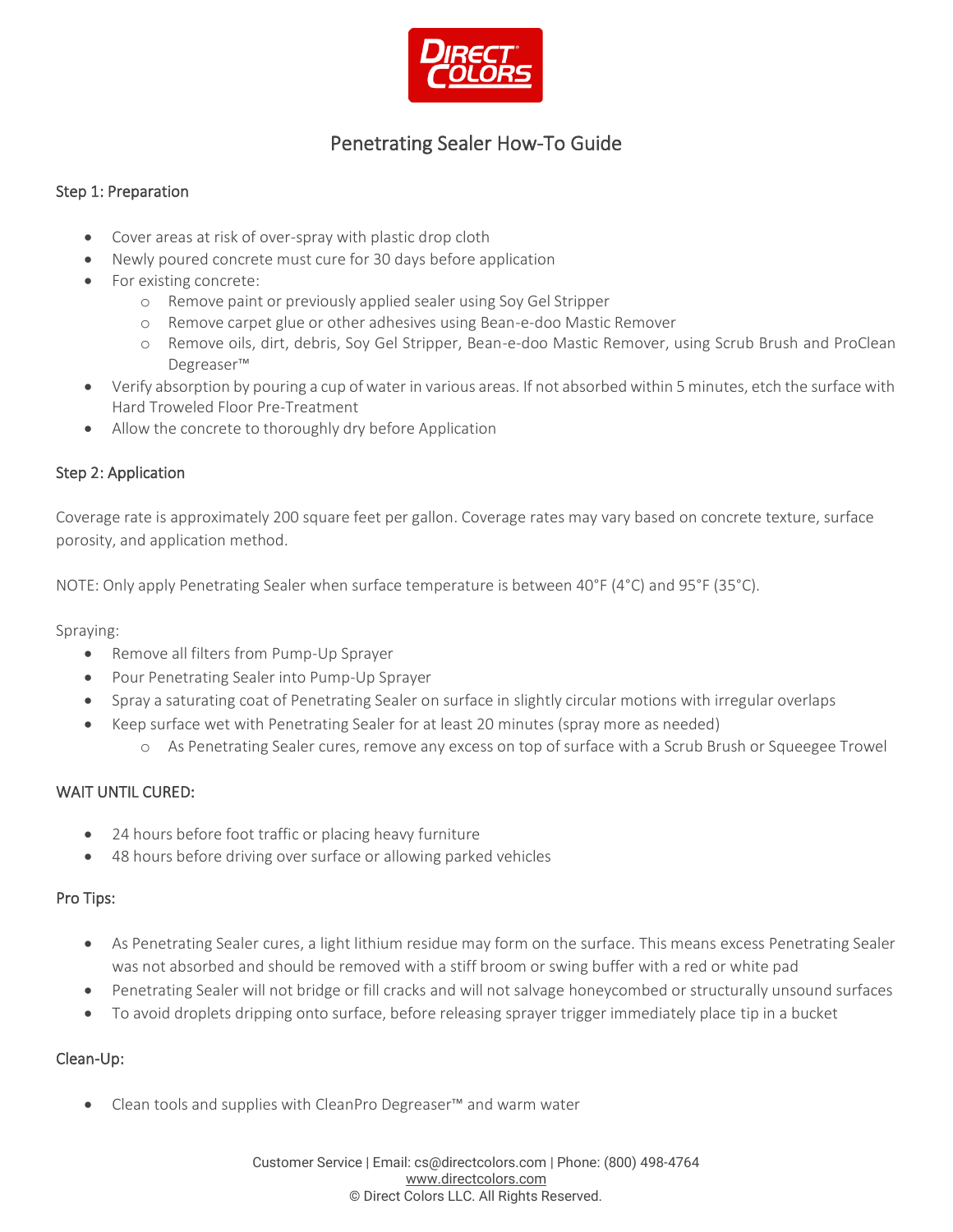# Penetrating Sealer How-To Guide

## Step 1: Preparation

- Cover areas at risk of over-spray with plastic drop cloth
- Newly poured concrete must cure for 30 days before application
- For existing concrete:
  - Remove paint or previously applied sealer using Soy Gel Stripper
  - Remove carpet glue or other adhesives using Bean-e-doo Mastic Remover
  - Remove oils, dirt, debris, Soy Gel Stripper, Bean-e-doo Mastic Remover, using Scrub Brush and ProClean Degreaser™
- Verify absorption by pouring a cup of water in various areas. If not absorbed within 5 minutes, etch the surface with Hard Troweled Floor Pre-Treatment
- Allow the concrete to thoroughly dry before Application

## Step 2: Application

Coverage rate is approximately 200 square feet per gallon. Coverage rates may vary based on concrete texture, surface porosity, and application method.

NOTE: Only apply Penetrating Sealer when surface temperature is between 40°F (4°C) and 95°F (35°C).

Spraying:

- Remove all filters from Pump-Up Sprayer
- Pour Penetrating Sealer into Pump-Up Sprayer
- Spray a saturating coat of Penetrating Sealer on surface in slightly circular motions with irregular overlaps
- Keep surface wet with Penetrating Sealer for at least 20 minutes (spray more as needed)
  - As Penetrating Sealer cures, remove any excess on top of surface with a Scrub Brush or Squeegee Trowel

## WAIT UNTIL CURED:

- 24 hours before foot traffic or placing heavy furniture
- 48 hours before driving over surface or allowing parked vehicles

## Pro Tips:

- As Penetrating Sealer cures, a light lithium residue may form on the surface. This means excess Penetrating Sealer was not absorbed and should be removed with a stiff broom or swing buffer with a red or white pad
- Penetrating Sealer will not bridge or fill cracks and will not salvage honeycombed or structurally unsound surfaces
- To avoid droplets dripping onto surface, before releasing sprayer trigger immediately place tip in a bucket

## Clean-Up:

- Clean tools and supplies with CleanPro Degreaser™ and warm water

Customer Service | Email: cs@directcolors.com | Phone: (800) 498-4764
www.directcolors.com
© Direct Colors LLC. All Rights Reserved.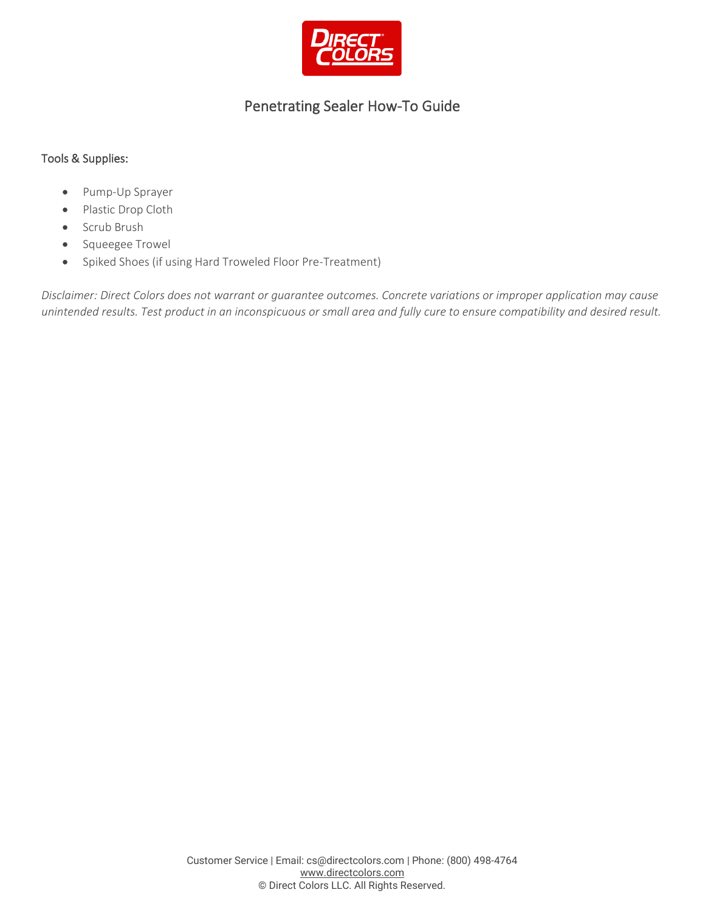# Penetrating Sealer How-To Guide

## Tools & Supplies:

- Pump-Up Sprayer
- Plastic Drop Cloth
- Scrub Brush
- Squeegee Trowel
- Spiked Shoes (if using Hard Troweled Floor Pre-Treatment)

*Disclaimer: Direct Colors does not warrant or guarantee outcomes. Concrete variations or improper application may cause unintended results. Test product in an inconspicuous or small area and fully cure to ensure compatibility and desired result.*